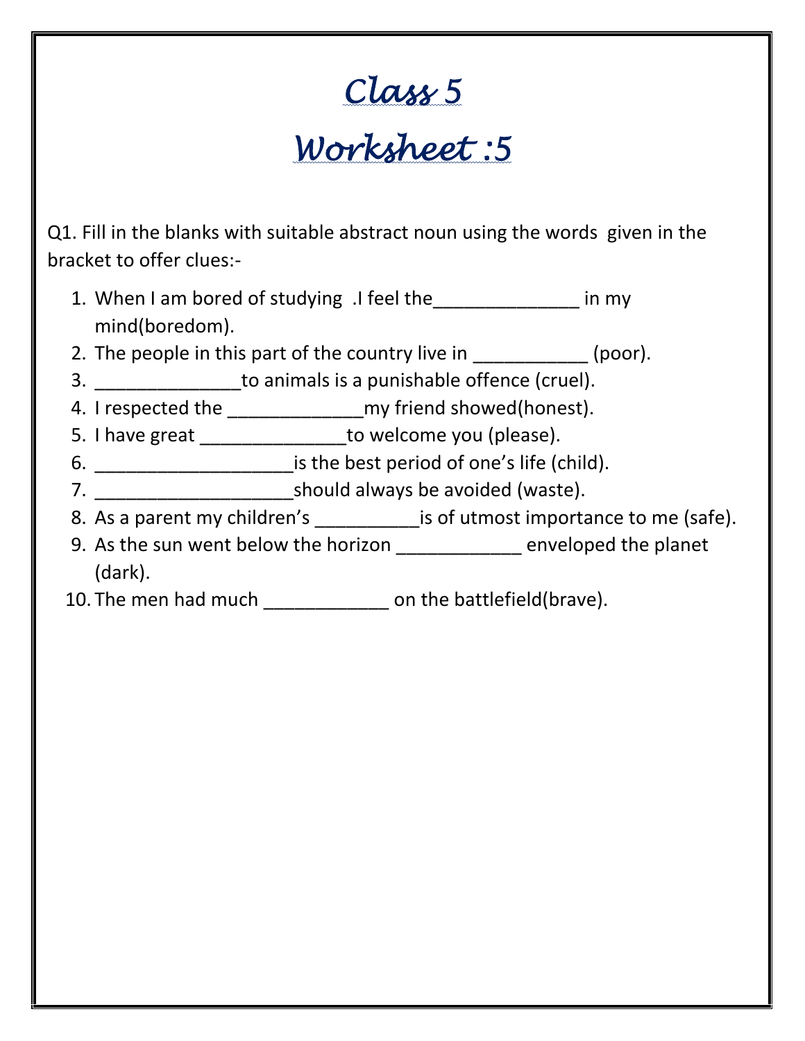# Class 5

# Worksheet :5

Q1. Fill in the blanks with suitable abstract noun using the words given in the bracket to offer clues:-

1. When I am bored of studying .I feel the______________ in my mind(boredom).
2. The people in this part of the country live in ___________ (poor).
3. ______________to animals is a punishable offence (cruel).
4. I respected the _____________my friend showed(honest).
5. I have great ______________to welcome you (please).
6. ___________________is the best period of one's life (child).
7. ___________________should always be avoided (waste).
8. As a parent my children's __________is of utmost importance to me (safe).
9. As the sun went below the horizon ____________ enveloped the planet (dark).
10. The men had much ____________ on the battlefield(brave).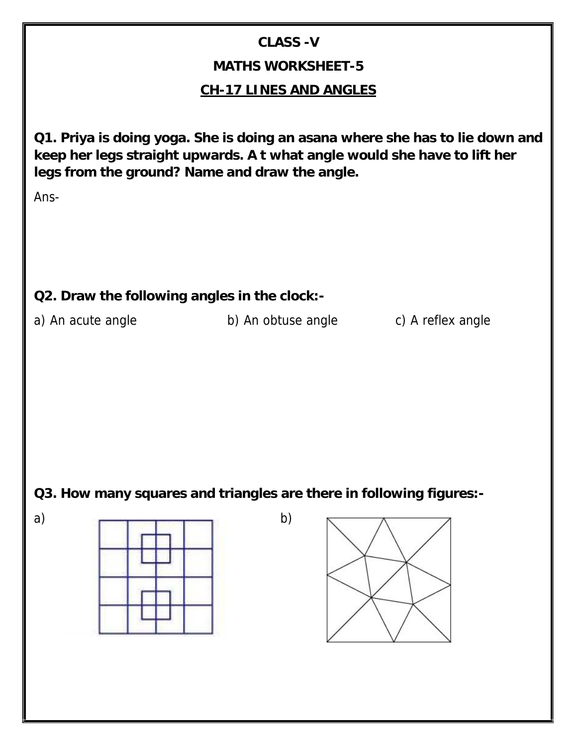**CLASS -V**

**MATHS WORKSHEET-5**

**CH-17 LINES AND ANGLES**

**Q1. Priya is doing yoga. She is doing an asana where she has to lie down and keep her legs straight upwards. A t what angle would she have to lift her legs from the ground? Name and draw the angle.**

Ans-

**Q2. Draw the following angles in the clock:-**

a) An acute angle b) An obtuse angle c) A reflex angle

**Q3. How many squares and triangles are there in following figures:-**

a)

b)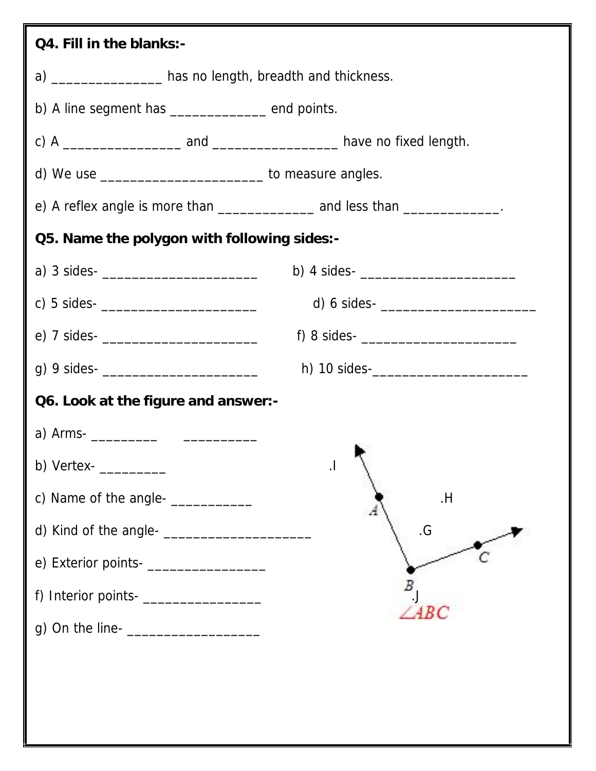**Q4. Fill in the blanks:-**

a) _______________ has no length, breadth and thickness.

b) A line segment has _____________ end points.

c) A ________________ and _________________ have no fixed length.

d) We use ______________________ to measure angles.

e) A reflex angle is more than _____________ and less than _____________.

**Q5. Name the polygon with following sides:-**

a) 3 sides- _____________________

b) 4 sides- _____________________

c) 5 sides- _____________________

d) 6 sides- _____________________

e) 7 sides- _____________________

f) 8 sides- _____________________

g) 9 sides- _____________________

h) 10 sides-_____________________

**Q6. Look at the figure and answer:-**

a) Arms- _________ _________

b) Vertex- _________

c) Name of the angle- ___________

d) Kind of the angle- ____________________

e) Exterior points- ________________

f) Interior points- ________________

g) On the line- _________________

.I .H .G .J

A B C

$\angle ABC$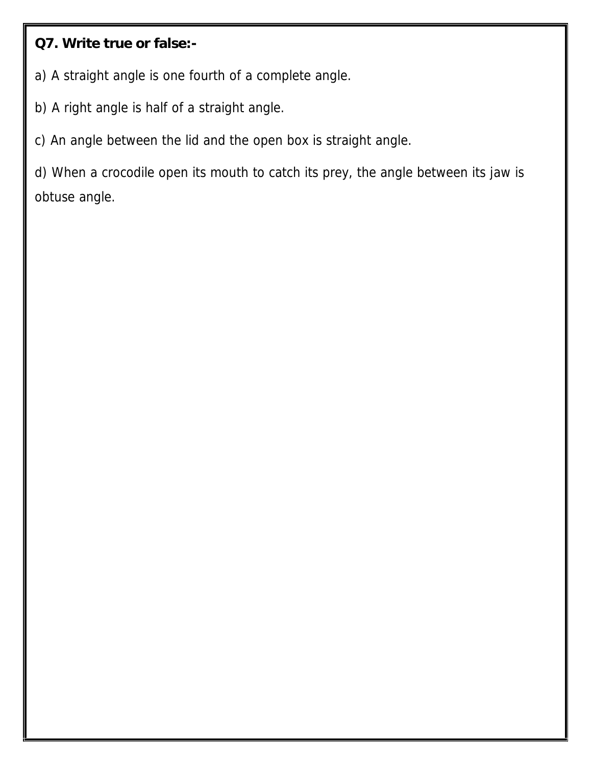**Q7. Write true or false:-**

a) A straight angle is one fourth of a complete angle.

b) A right angle is half of a straight angle.

c) An angle between the lid and the open box is straight angle.

d) When a crocodile open its mouth to catch its prey, the angle between its jaw is obtuse angle.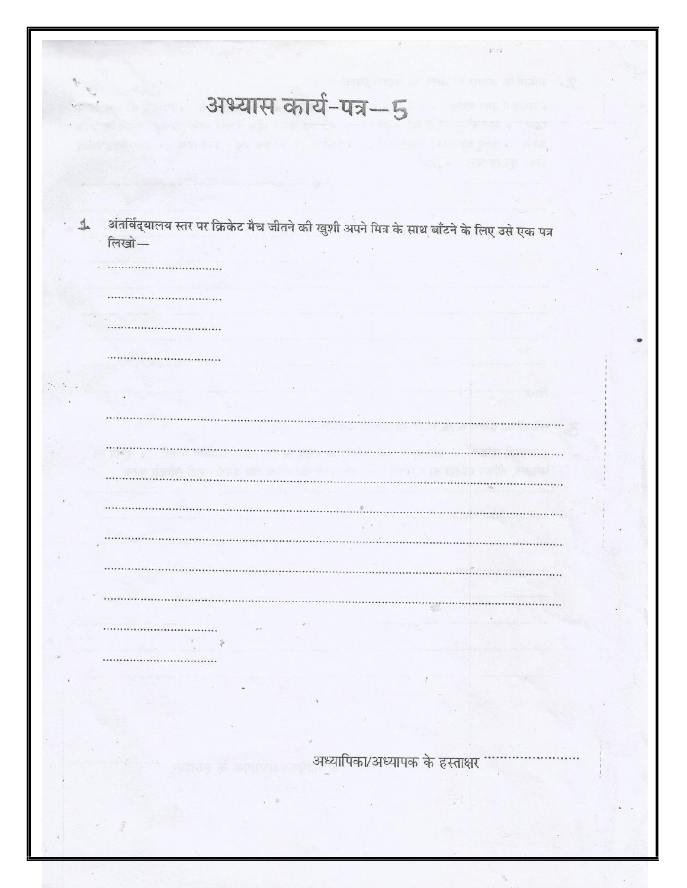# अभ्यास कार्य-पत्र—5

1. अंतर्विद्यालय स्तर पर क्रिकेट मैच जीतने की खुशी अपने मित्र के साथ बाँटने के लिए उसे एक पत्र लिखो—

..................................

..................................

..................................

..................................

..............................................................................................................................

..............................................................................................................................

..............................................................................................................................

..............................................................................................................................

..............................................................................................................................

..............................................................................................................................

..............................................................................................................................

..................................

..................................

अध्यापिका/अध्यापक के हस्ताक्षर ........................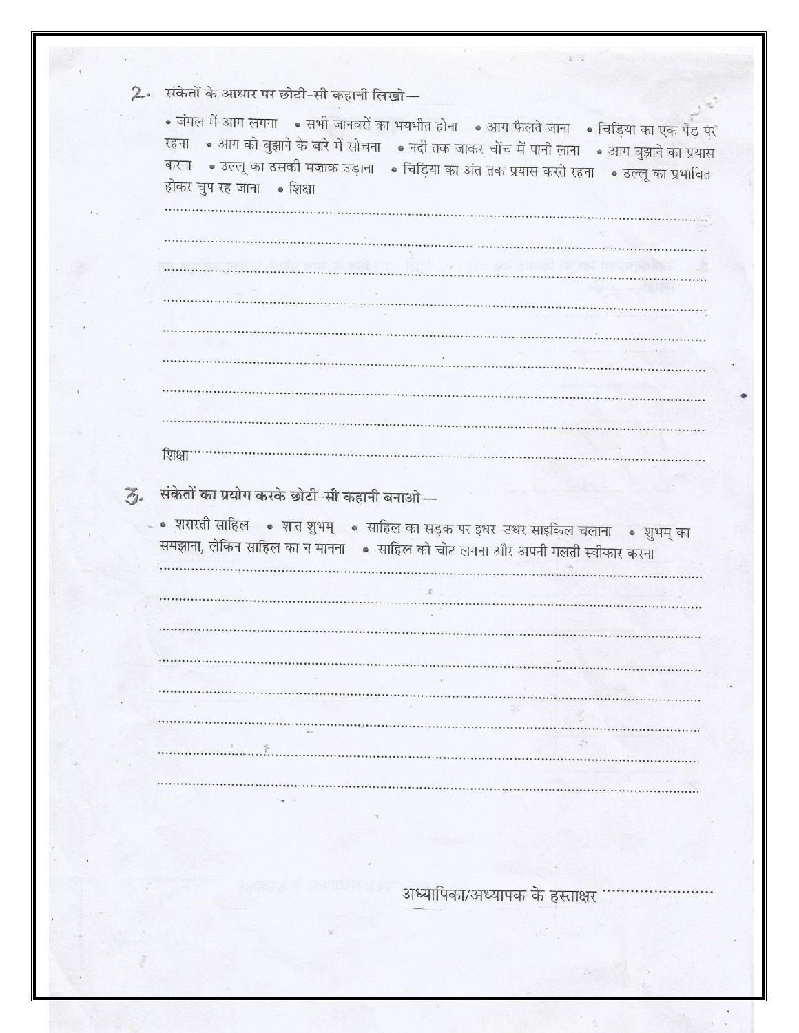2. संकेतों के आधार पर छोटी-सी कहानी लिखो—

• जंगल में आग लगना • सभी जानवरों का भयभीत होना • आग फैलते जाना • चिड़िया का एक पेड़ पर रहना • आग को बुझाने के बारे में सोचना • नदी तक जाकर चोंच में पानी लाना • आग बुझाने का प्रयास करना • उल्लू का उसकी मज़ाक उड़ाना • चिड़िया का अंत तक प्रयास करते रहना • उल्लू का प्रभावित होकर चुप रह जाना • शिक्षा

.............................................................................................................................................

.............................................................................................................................................

.............................................................................................................................................

.............................................................................................................................................

.............................................................................................................................................

.............................................................................................................................................

.............................................................................................................................................

.............................................................................................................................................

शिक्षा.......................................................................................................................................

3. संकेतों का प्रयोग करके छोटी-सी कहानी बनाओ—

• शरारती साहिल • शांत शुभम् • साहिल का सड़क पर इधर-उधर साइकिल चलाना • शुभम् का समझाना, लेकिन साहिल का न मानना • साहिल को चोट लगना और अपनी गलती स्वीकार करना

.............................................................................................................................................

.............................................................................................................................................

.............................................................................................................................................

.............................................................................................................................................

.............................................................................................................................................

.............................................................................................................................................

.............................................................................................................................................

.............................................................................................................................................

अध्यापिका/अध्यापक के हस्ताक्षर ......................